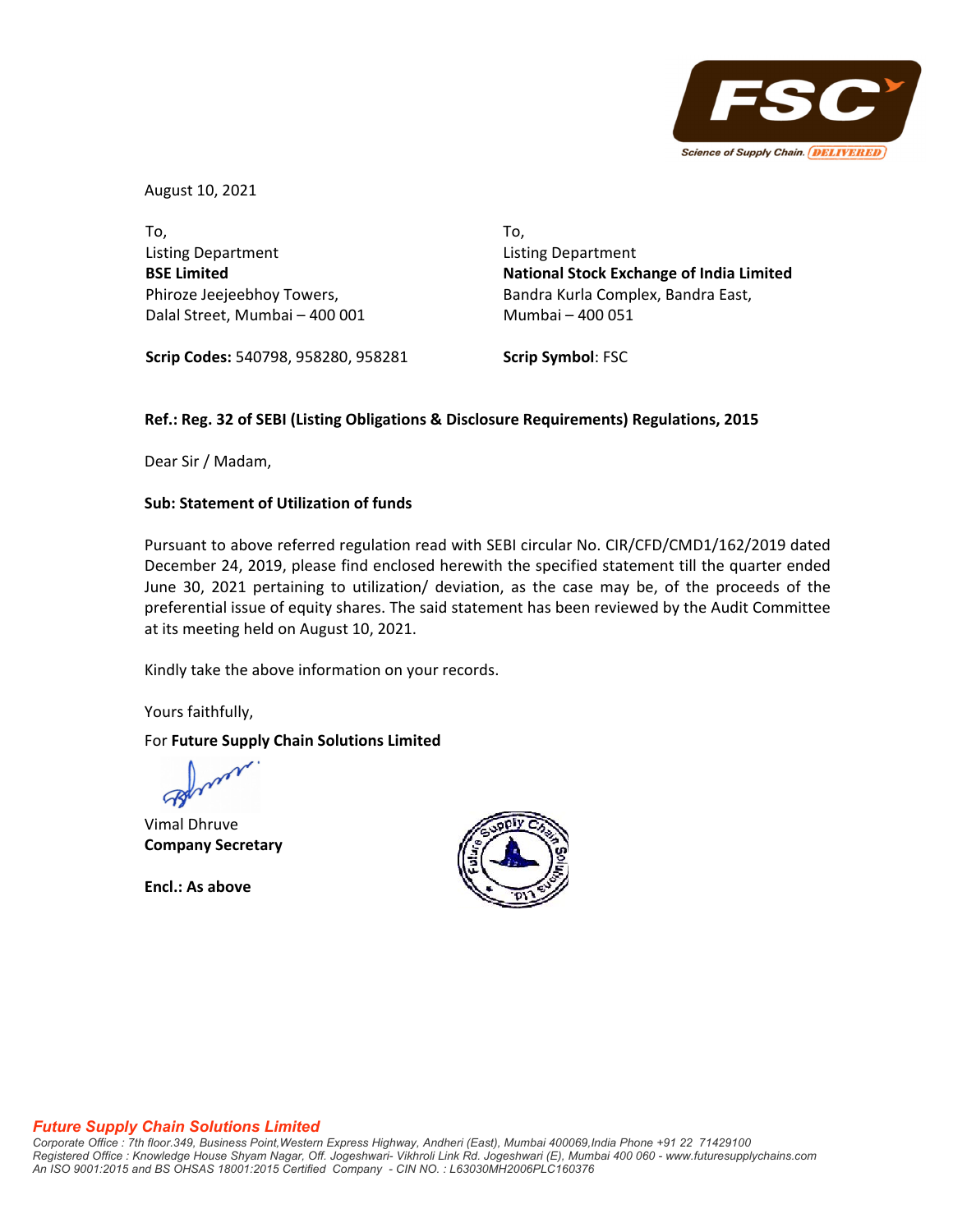August 10, 2021

To,
Listing Department
**BSE Limited**
Phiroze Jeejeebhoy Towers,
Dalal Street, Mumbai – 400 001

**Scrip Codes:** 540798, 958280, 958281

To,
Listing Department
**National Stock Exchange of India Limited**
Bandra Kurla Complex, Bandra East,
Mumbai – 400 051

**Scrip Symbol**: FSC

**Ref.: Reg. 32 of SEBI (Listing Obligations & Disclosure Requirements) Regulations, 2015**

Dear Sir / Madam,

**Sub: Statement of Utilization of funds**

Pursuant to above referred regulation read with SEBI circular No. CIR/CFD/CMD1/162/2019 dated December 24, 2019, please find enclosed herewith the specified statement till the quarter ended June 30, 2021 pertaining to utilization/ deviation, as the case may be, of the proceeds of the preferential issue of equity shares. The said statement has been reviewed by the Audit Committee at its meeting held on August 10, 2021.

Kindly take the above information on your records.

Yours faithfully,

For **Future Supply Chain Solutions Limited**

Vimal Dhruve
**Company Secretary**

**Encl.: As above**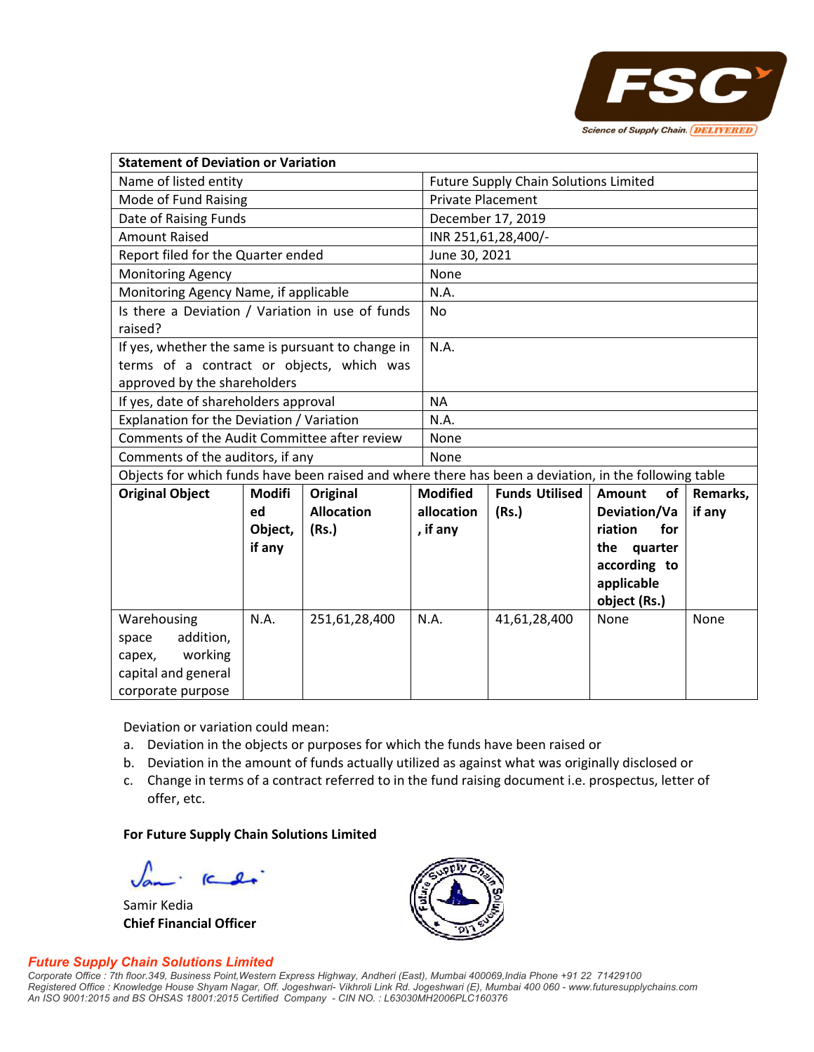| Statement of Deviation or Variation | |
|---|---|
| Name of listed entity | Future Supply Chain Solutions Limited |
| Mode of Fund Raising | Private Placement |
| Date of Raising Funds | December 17, 2019 |
| Amount Raised | INR 251,61,28,400/- |
| Report filed for the Quarter ended | June 30, 2021 |
| Monitoring Agency | None |
| Monitoring Agency Name, if applicable | N.A. |
| Is there a Deviation / Variation in use of funds raised? | No |
| If yes, whether the same is pursuant to change in terms of a contract or objects, which was approved by the shareholders | N.A. |
| If yes, date of shareholders approval | NA |
| Explanation for the Deviation / Variation | N.A. |
| Comments of the Audit Committee after review | None |
| Comments of the auditors, if any | None |

Objects for which funds have been raised and where there has been a deviation, in the following table

| Original Object | Modified Object, if any | Original Allocation (Rs.) | Modified allocation, if any | Funds Utilised (Rs.) | Amount of Deviation/Variation for the quarter according to applicable object (Rs.) | Remarks, if any |
|---|---|---|---|---|---|---|
| Warehousing space addition, capex, working capital and general corporate purpose | N.A. | 251,61,28,400 | N.A. | 41,61,28,400 | None | None |

Deviation or variation could mean:

a. Deviation in the objects or purposes for which the funds have been raised or
b. Deviation in the amount of funds actually utilized as against what was originally disclosed or
c. Change in terms of a contract referred to in the fund raising document i.e. prospectus, letter of offer, etc.

**For Future Supply Chain Solutions Limited**

Samir Kedia
**Chief Financial Officer**